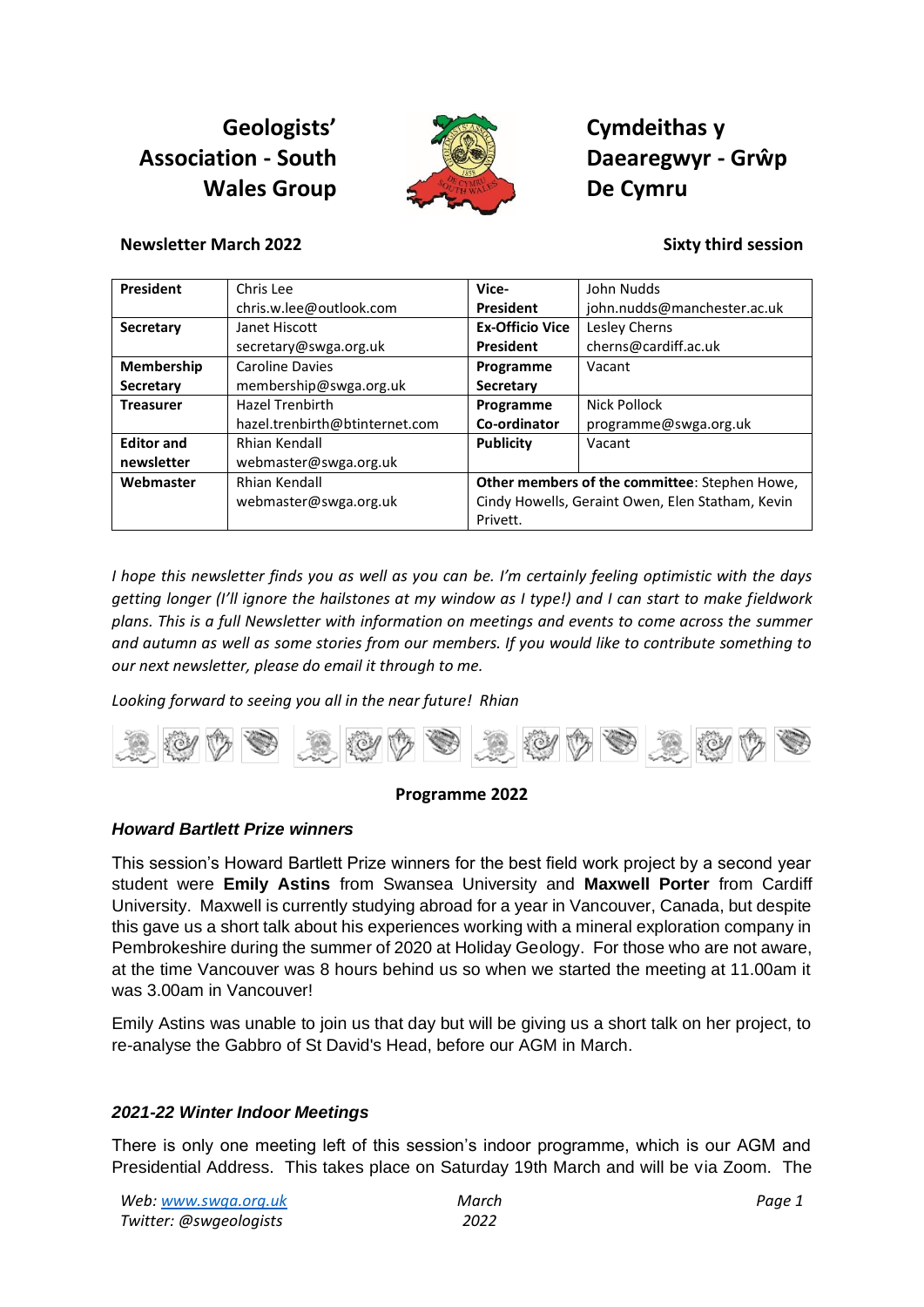# Geologists' Association - South Wales Group

# Cymdeithas y Daearegwyr - Grŵp De Cymru

**Newsletter March 2022** **Sixty third session**

| **President** | Chris Lee<br>chris.w.lee@outlook.com | **Vice-President** | John Nudds<br>john.nudds@manchester.ac.uk |
|---|---|---|---|
| **Secretary** | Janet Hiscott<br>secretary@swga.org.uk | **Ex-Officio Vice President** | Lesley Cherns<br>cherns@cardiff.ac.uk |
| **Membership Secretary** | Caroline Davies<br>membership@swga.org.uk | **Programme Secretary** | Vacant |
| **Treasurer** | Hazel Trenbirth<br>hazel.trenbirth@btinternet.com | **Programme Co-ordinator** | Nick Pollock<br>programme@swga.org.uk |
| **Editor and newsletter** | Rhian Kendall<br>webmaster@swga.org.uk | **Publicity** | Vacant |
| **Webmaster** | Rhian Kendall<br>webmaster@swga.org.uk | **Other members of the committee**: Stephen Howe, Cindy Howells, Geraint Owen, Elen Statham, Kevin Privett. | |

*I hope this newsletter finds you as well as you can be. I'm certainly feeling optimistic with the days getting longer (I'll ignore the hailstones at my window as I type!) and I can start to make fieldwork plans. This is a full Newsletter with information on meetings and events to come across the summer and autumn as well as some stories from our members. If you would like to contribute something to our next newsletter, please do email it through to me.*

*Looking forward to seeing you all in the near future! Rhian*

## Programme 2022

### *Howard Bartlett Prize winners*

This session's Howard Bartlett Prize winners for the best field work project by a second year student were **Emily Astins** from Swansea University and **Maxwell Porter** from Cardiff University. Maxwell is currently studying abroad for a year in Vancouver, Canada, but despite this gave us a short talk about his experiences working with a mineral exploration company in Pembrokeshire during the summer of 2020 at Holiday Geology. For those who are not aware, at the time Vancouver was 8 hours behind us so when we started the meeting at 11.00am it was 3.00am in Vancouver!

Emily Astins was unable to join us that day but will be giving us a short talk on her project, to re-analyse the Gabbro of St David's Head, before our AGM in March.

### *2021-22 Winter Indoor Meetings*

There is only one meeting left of this session's indoor programme, which is our AGM and Presidential Address. This takes place on Saturday 19th March and will be via Zoom. The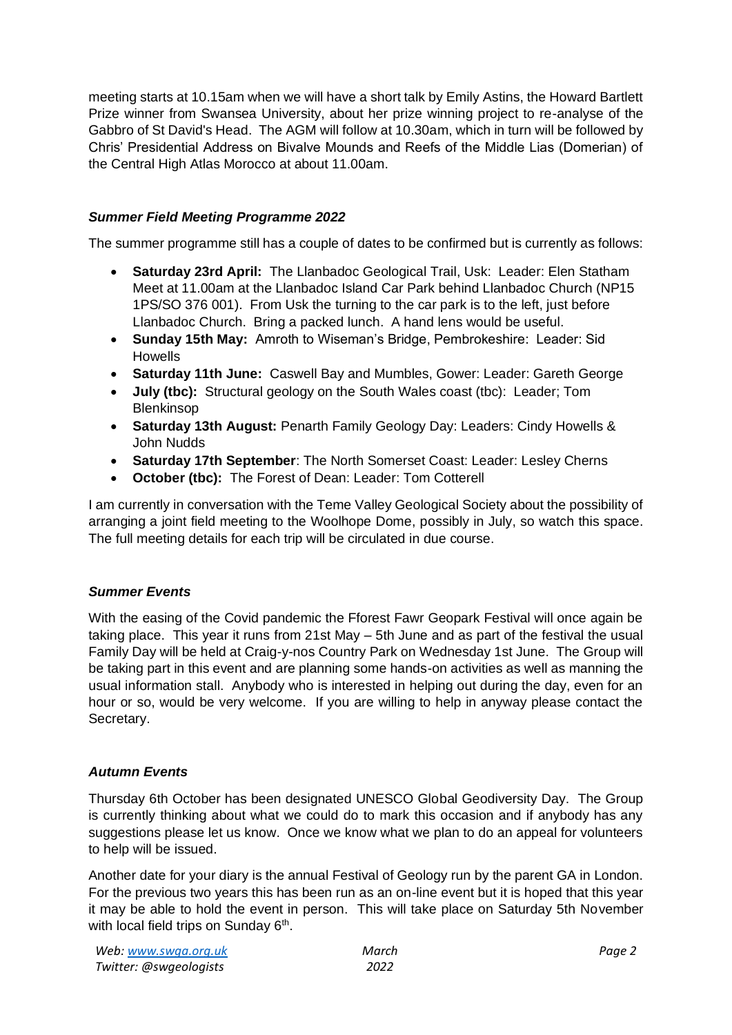meeting starts at 10.15am when we will have a short talk by Emily Astins, the Howard Bartlett Prize winner from Swansea University, about her prize winning project to re-analyse of the Gabbro of St David's Head. The AGM will follow at 10.30am, which in turn will be followed by Chris' Presidential Address on Bivalve Mounds and Reefs of the Middle Lias (Domerian) of the Central High Atlas Morocco at about 11.00am.

### *Summer Field Meeting Programme 2022*

The summer programme still has a couple of dates to be confirmed but is currently as follows:

- **Saturday 23rd April:** The Llanbadoc Geological Trail, Usk: Leader: Elen Statham Meet at 11.00am at the Llanbadoc Island Car Park behind Llanbadoc Church (NP15 1PS/SO 376 001). From Usk the turning to the car park is to the left, just before Llanbadoc Church. Bring a packed lunch. A hand lens would be useful.
- **Sunday 15th May:** Amroth to Wiseman's Bridge, Pembrokeshire: Leader: Sid Howells
- **Saturday 11th June:** Caswell Bay and Mumbles, Gower: Leader: Gareth George
- **July (tbc):** Structural geology on the South Wales coast (tbc): Leader; Tom Blenkinsop
- **Saturday 13th August:** Penarth Family Geology Day: Leaders: Cindy Howells & John Nudds
- **Saturday 17th September**: The North Somerset Coast: Leader: Lesley Cherns
- **October (tbc):** The Forest of Dean: Leader: Tom Cotterell

I am currently in conversation with the Teme Valley Geological Society about the possibility of arranging a joint field meeting to the Woolhope Dome, possibly in July, so watch this space. The full meeting details for each trip will be circulated in due course.

### *Summer Events*

With the easing of the Covid pandemic the Fforest Fawr Geopark Festival will once again be taking place. This year it runs from 21st May – 5th June and as part of the festival the usual Family Day will be held at Craig-y-nos Country Park on Wednesday 1st June. The Group will be taking part in this event and are planning some hands-on activities as well as manning the usual information stall. Anybody who is interested in helping out during the day, even for an hour or so, would be very welcome. If you are willing to help in anyway please contact the Secretary.

### *Autumn Events*

Thursday 6th October has been designated UNESCO Global Geodiversity Day. The Group is currently thinking about what we could do to mark this occasion and if anybody has any suggestions please let us know. Once we know what we plan to do an appeal for volunteers to help will be issued.

Another date for your diary is the annual Festival of Geology run by the parent GA in London. For the previous two years this has been run as an on-line event but it is hoped that this year it may be able to hold the event in person. This will take place on Saturday 5th November with local field trips on Sunday 6th.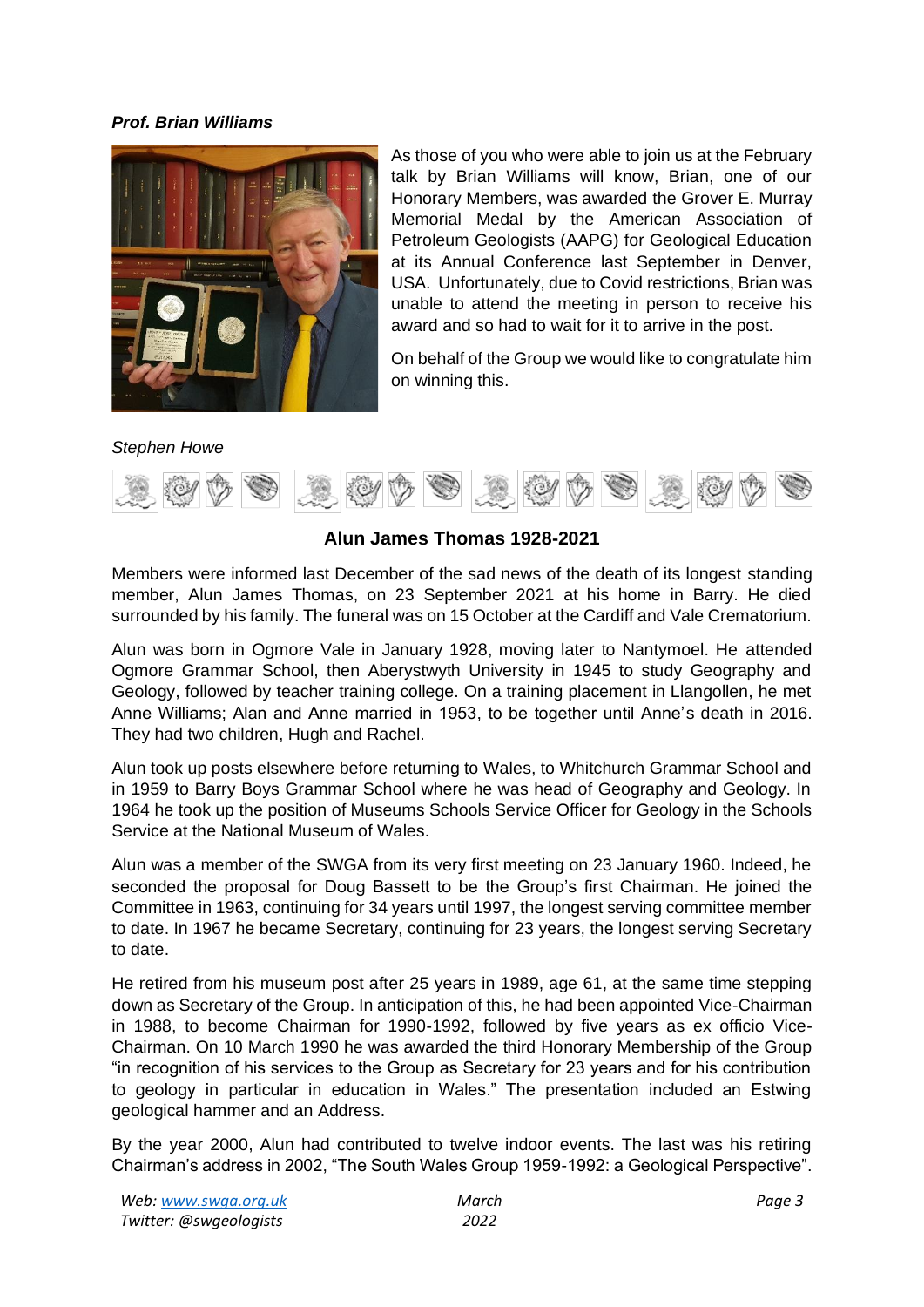***Prof. Brian Williams***

As those of you who were able to join us at the February talk by Brian Williams will know, Brian, one of our Honorary Members, was awarded the Grover E. Murray Memorial Medal by the American Association of Petroleum Geologists (AAPG) for Geological Education at its Annual Conference last September in Denver, USA. Unfortunately, due to Covid restrictions, Brian was unable to attend the meeting in person to receive his award and so had to wait for it to arrive in the post.

On behalf of the Group we would like to congratulate him on winning this.

*Stephen Howe*

## Alun James Thomas 1928-2021

Members were informed last December of the sad news of the death of its longest standing member, Alun James Thomas, on 23 September 2021 at his home in Barry. He died surrounded by his family. The funeral was on 15 October at the Cardiff and Vale Crematorium.

Alun was born in Ogmore Vale in January 1928, moving later to Nantymoel. He attended Ogmore Grammar School, then Aberystwyth University in 1945 to study Geography and Geology, followed by teacher training college. On a training placement in Llangollen, he met Anne Williams; Alan and Anne married in 1953, to be together until Anne's death in 2016. They had two children, Hugh and Rachel.

Alun took up posts elsewhere before returning to Wales, to Whitchurch Grammar School and in 1959 to Barry Boys Grammar School where he was head of Geography and Geology. In 1964 he took up the position of Museums Schools Service Officer for Geology in the Schools Service at the National Museum of Wales.

Alun was a member of the SWGA from its very first meeting on 23 January 1960. Indeed, he seconded the proposal for Doug Bassett to be the Group's first Chairman. He joined the Committee in 1963, continuing for 34 years until 1997, the longest serving committee member to date. In 1967 he became Secretary, continuing for 23 years, the longest serving Secretary to date.

He retired from his museum post after 25 years in 1989, age 61, at the same time stepping down as Secretary of the Group. In anticipation of this, he had been appointed Vice-Chairman in 1988, to become Chairman for 1990-1992, followed by five years as ex officio Vice-Chairman. On 10 March 1990 he was awarded the third Honorary Membership of the Group "in recognition of his services to the Group as Secretary for 23 years and for his contribution to geology in particular in education in Wales." The presentation included an Estwing geological hammer and an Address.

By the year 2000, Alun had contributed to twelve indoor events. The last was his retiring Chairman's address in 2002, "The South Wales Group 1959-1992: a Geological Perspective".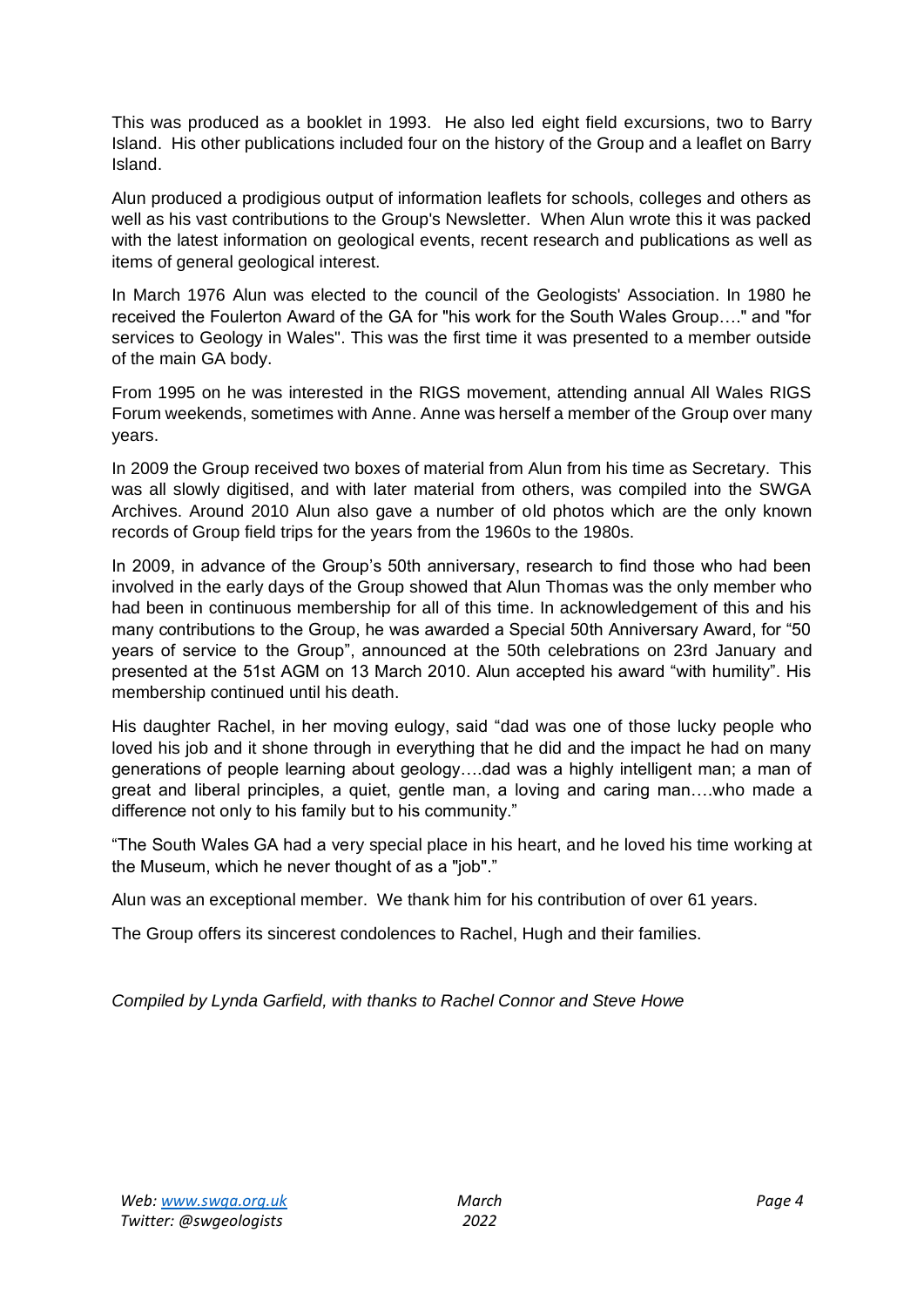This was produced as a booklet in 1993. He also led eight field excursions, two to Barry Island. His other publications included four on the history of the Group and a leaflet on Barry Island.

Alun produced a prodigious output of information leaflets for schools, colleges and others as well as his vast contributions to the Group's Newsletter. When Alun wrote this it was packed with the latest information on geological events, recent research and publications as well as items of general geological interest.

In March 1976 Alun was elected to the council of the Geologists' Association. In 1980 he received the Foulerton Award of the GA for "his work for the South Wales Group…." and "for services to Geology in Wales". This was the first time it was presented to a member outside of the main GA body.

From 1995 on he was interested in the RIGS movement, attending annual All Wales RIGS Forum weekends, sometimes with Anne. Anne was herself a member of the Group over many years.

In 2009 the Group received two boxes of material from Alun from his time as Secretary. This was all slowly digitised, and with later material from others, was compiled into the SWGA Archives. Around 2010 Alun also gave a number of old photos which are the only known records of Group field trips for the years from the 1960s to the 1980s.

In 2009, in advance of the Group's 50th anniversary, research to find those who had been involved in the early days of the Group showed that Alun Thomas was the only member who had been in continuous membership for all of this time. In acknowledgement of this and his many contributions to the Group, he was awarded a Special 50th Anniversary Award, for "50 years of service to the Group", announced at the 50th celebrations on 23rd January and presented at the 51st AGM on 13 March 2010. Alun accepted his award "with humility". His membership continued until his death.

His daughter Rachel, in her moving eulogy, said "dad was one of those lucky people who loved his job and it shone through in everything that he did and the impact he had on many generations of people learning about geology….dad was a highly intelligent man; a man of great and liberal principles, a quiet, gentle man, a loving and caring man….who made a difference not only to his family but to his community."

"The South Wales GA had a very special place in his heart, and he loved his time working at the Museum, which he never thought of as a "job"."

Alun was an exceptional member. We thank him for his contribution of over 61 years.

The Group offers its sincerest condolences to Rachel, Hugh and their families.

*Compiled by Lynda Garfield, with thanks to Rachel Connor and Steve Howe*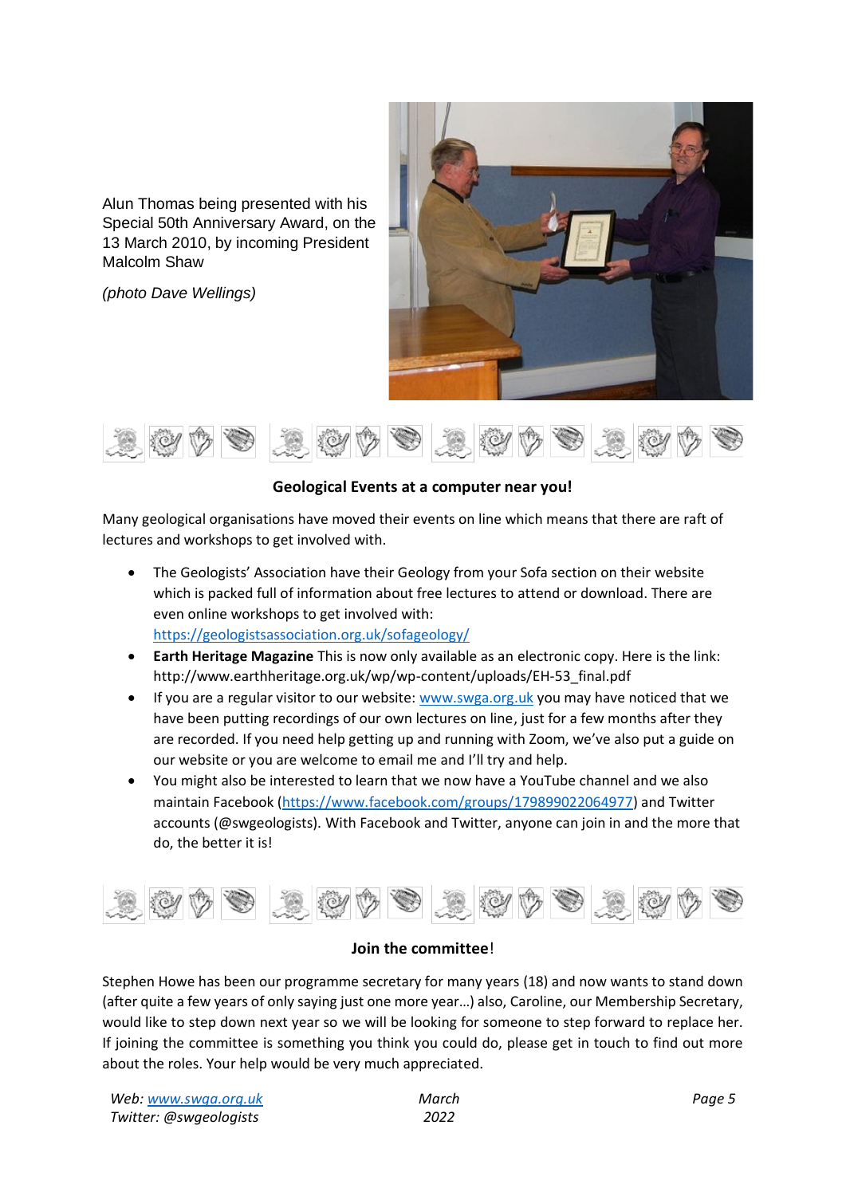Alun Thomas being presented with his Special 50th Anniversary Award, on the 13 March 2010, by incoming President Malcolm Shaw

*(photo Dave Wellings)*

## Geological Events at a computer near you!

Many geological organisations have moved their events on line which means that there are raft of lectures and workshops to get involved with.

- The Geologists' Association have their Geology from your Sofa section on their website which is packed full of information about free lectures to attend or download. There are even online workshops to get involved with: https://geologistsassociation.org.uk/sofageology/
- **Earth Heritage Magazine** This is now only available as an electronic copy. Here is the link: http://www.earthheritage.org.uk/wp/wp-content/uploads/EH-53_final.pdf
- If you are a regular visitor to our website: www.swga.org.uk you may have noticed that we have been putting recordings of our own lectures on line, just for a few months after they are recorded. If you need help getting up and running with Zoom, we've also put a guide on our website or you are welcome to email me and I'll try and help.
- You might also be interested to learn that we now have a YouTube channel and we also maintain Facebook (https://www.facebook.com/groups/179899022064977) and Twitter accounts (@swgeologists). With Facebook and Twitter, anyone can join in and the more that do, the better it is!

## Join the committee!

Stephen Howe has been our programme secretary for many years (18) and now wants to stand down (after quite a few years of only saying just one more year…) also, Caroline, our Membership Secretary, would like to step down next year so we will be looking for someone to step forward to replace her. If joining the committee is something you think you could do, please get in touch to find out more about the roles. Your help would be very much appreciated.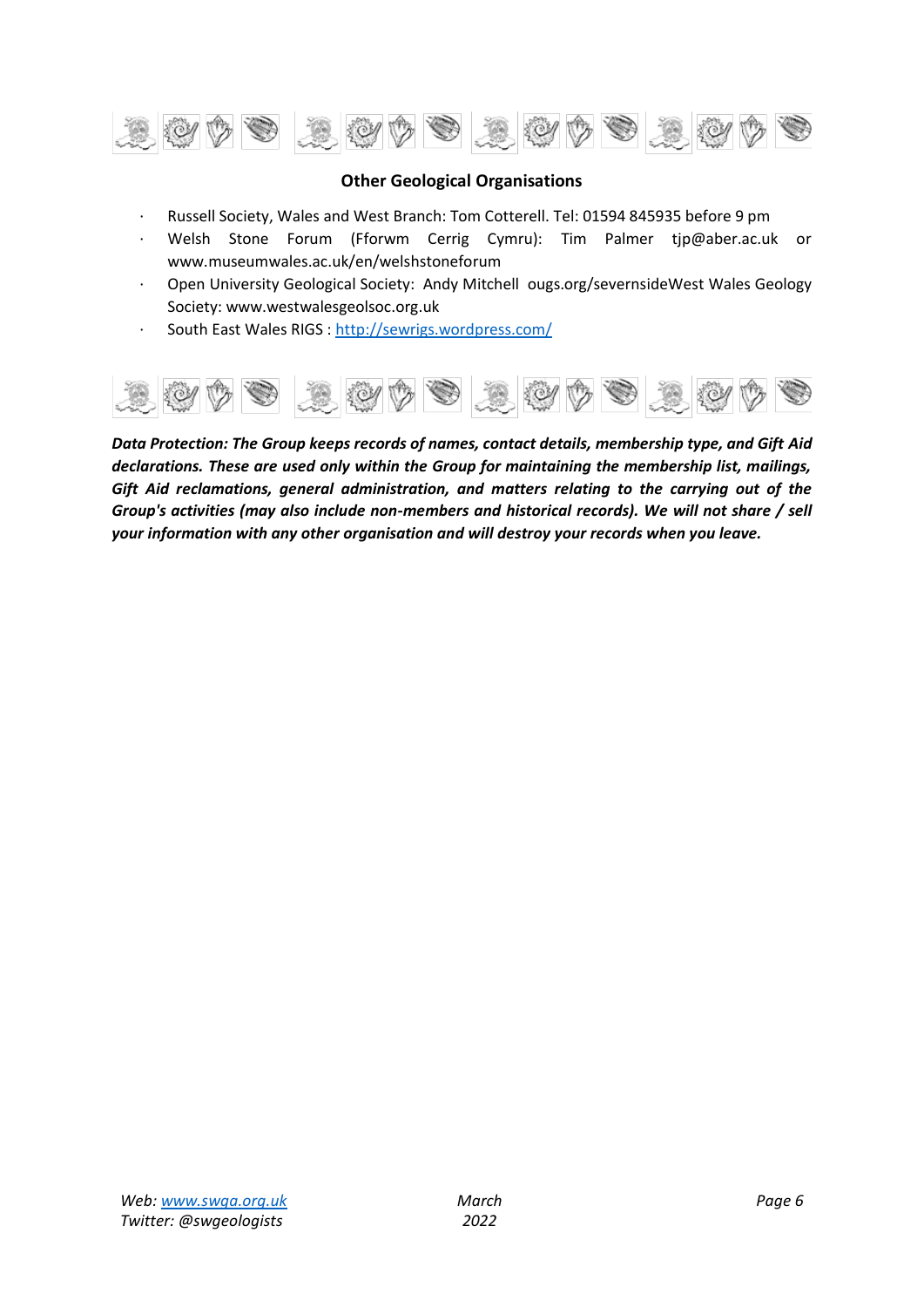## Other Geological Organisations

- Russell Society, Wales and West Branch: Tom Cotterell. Tel: 01594 845935 before 9 pm
- Welsh Stone Forum (Fforwm Cerrig Cymru): Tim Palmer tjp@aber.ac.uk or www.museumwales.ac.uk/en/welshstoneforum
- Open University Geological Society: Andy Mitchell ougs.org/severnsideWest Wales Geology Society: www.westwalesgeolsoc.org.uk
- South East Wales RIGS : [http://sewrigs.wordpress.com/](http://sewrigs.wordpress.com/)

***Data Protection: The Group keeps records of names, contact details, membership type, and Gift Aid declarations. These are used only within the Group for maintaining the membership list, mailings, Gift Aid reclamations, general administration, and matters relating to the carrying out of the Group's activities (may also include non-members and historical records). We will not share / sell your information with any other organisation and will destroy your records when you leave.***